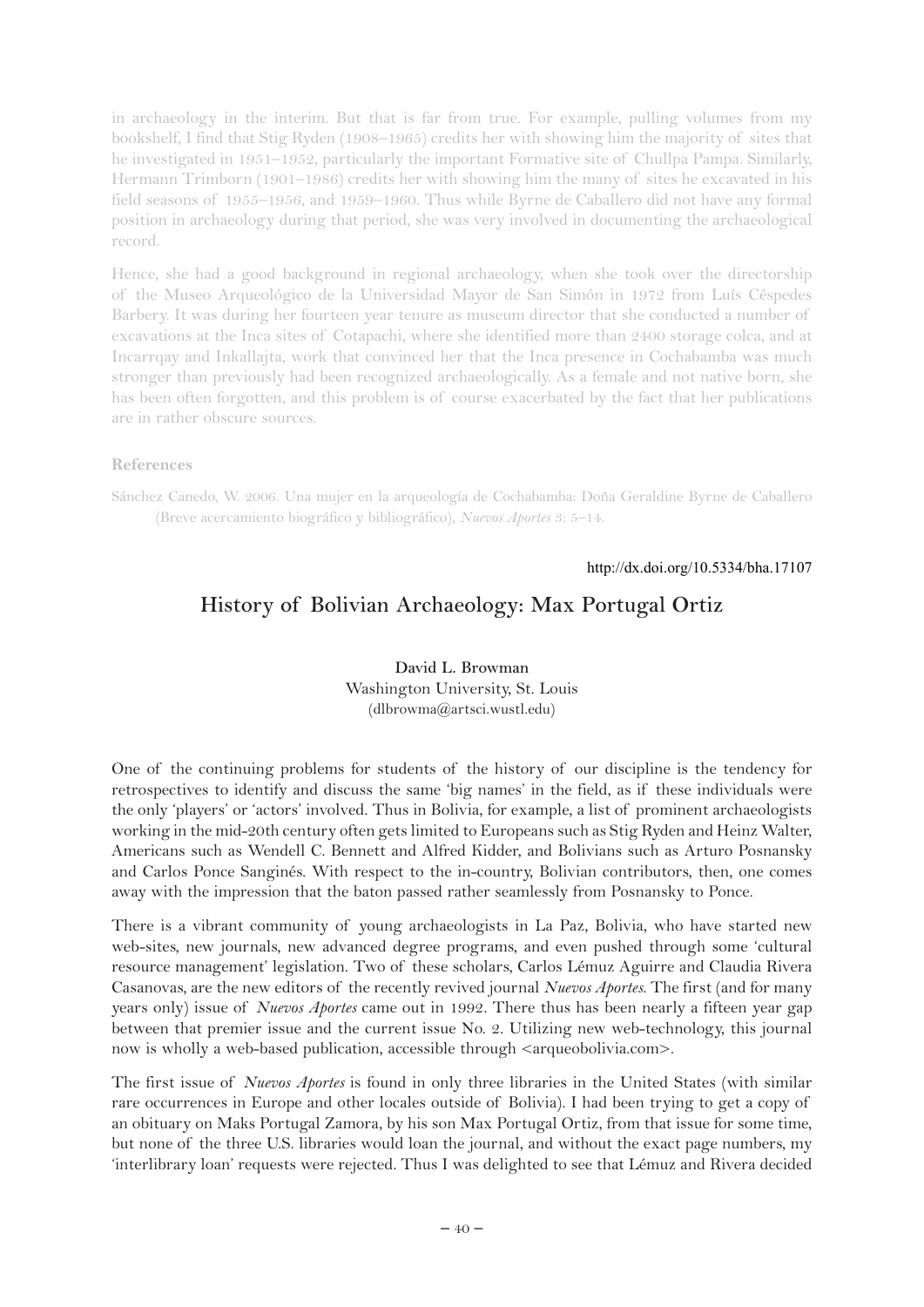in archaeology in the interim. But that is far from true. For example, pulling volumes from my bookshelf, I find that Stig Ryden (1908–1965) credits her with showing him the majority of sites that he investigated in 1951–1952, particularly the important Formative site of Chullpa Pampa. Similarly, Hermann Trimborn (1901–1986) credits her with showing him the many of sites he excavated in his field seasons of 1955–1956, and 1959–1960. Thus while Byrne de Caballero did not have any formal position in archaeology during that period, she was very involved in documenting the archaeological record.

Hence, she had a good background in regional archaeology, when she took over the directorship of the Museo Arqueológico de la Universidad Mayor de San Simón in 1972 from Luís Céspedes Barbery. It was during her fourteen year tenure as museum director that she conducted a number of excavations at the Inca sites of Cotapachi, where she identified more than 2400 storage colca, and at Incarrqay and Inkallajta, work that convinced her that the Inca presence in Cochabamba was much stronger than previously had been recognized archaeologically. As a female and not native born, she has been often forgotten, and this problem is of course exacerbated by the fact that her publications are in rather obscure sources.

### References

Sánchez Canedo, W. 2006. Una mujer en la arqueología de Cochabamba: Doña Geraldine Byrne de Caballero (Breve acercamiento biográfico y bibliográfico), *Nuevos Aportes* 3: 5–14.

http://dx.doi.org/10.5334/bha.17107

## History of Bolivian Archaeology: Max Portugal Ortiz

David L. Browman
Washington University, St. Louis
(dlbrowma@artsci.wustl.edu)

One of the continuing problems for students of the history of our discipline is the tendency for retrospectives to identify and discuss the same 'big names' in the field, as if these individuals were the only 'players' or 'actors' involved. Thus in Bolivia, for example, a list of prominent archaeologists working in the mid-20th century often gets limited to Europeans such as Stig Ryden and Heinz Walter, Americans such as Wendell C. Bennett and Alfred Kidder, and Bolivians such as Arturo Posnansky and Carlos Ponce Sanginés. With respect to the in-country, Bolivian contributors, then, one comes away with the impression that the baton passed rather seamlessly from Posnansky to Ponce.

There is a vibrant community of young archaeologists in La Paz, Bolivia, who have started new web-sites, new journals, new advanced degree programs, and even pushed through some 'cultural resource management' legislation. Two of these scholars, Carlos Lémuz Aguirre and Claudia Rivera Casanovas, are the new editors of the recently revived journal *Nuevos Aportes*. The first (and for many years only) issue of *Nuevos Aportes* came out in 1992. There thus has been nearly a fifteen year gap between that premier issue and the current issue No. 2. Utilizing new web-technology, this journal now is wholly a web-based publication, accessible through <arqueobolivia.com>.

The first issue of *Nuevos Aportes* is found in only three libraries in the United States (with similar rare occurrences in Europe and other locales outside of Bolivia). I had been trying to get a copy of an obituary on Maks Portugal Zamora, by his son Max Portugal Ortiz, from that issue for some time, but none of the three U.S. libraries would loan the journal, and without the exact page numbers, my 'interlibrary loan' requests were rejected. Thus I was delighted to see that Lémuz and Rivera decided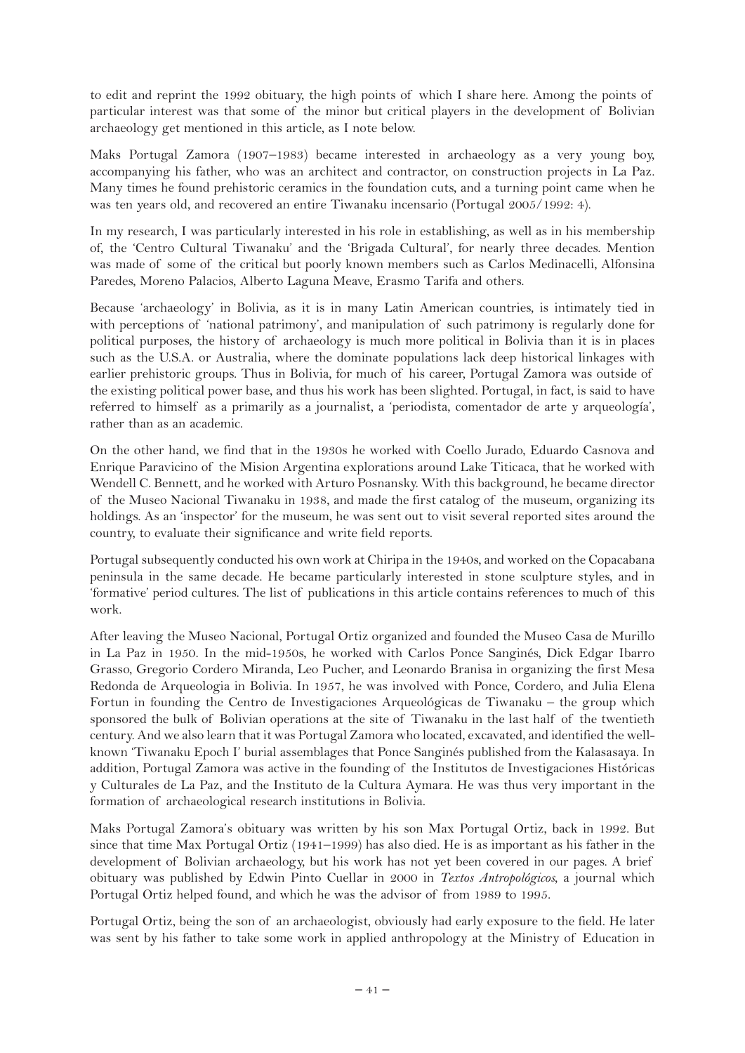to edit and reprint the 1992 obituary, the high points of which I share here. Among the points of particular interest was that some of the minor but critical players in the development of Bolivian archaeology get mentioned in this article, as I note below.

Maks Portugal Zamora (1907–1983) became interested in archaeology as a very young boy, accompanying his father, who was an architect and contractor, on construction projects in La Paz. Many times he found prehistoric ceramics in the foundation cuts, and a turning point came when he was ten years old, and recovered an entire Tiwanaku incensario (Portugal 2005/1992: 4).

In my research, I was particularly interested in his role in establishing, as well as in his membership of, the 'Centro Cultural Tiwanaku' and the 'Brigada Cultural', for nearly three decades. Mention was made of some of the critical but poorly known members such as Carlos Medinacelli, Alfonsina Paredes, Moreno Palacios, Alberto Laguna Meave, Erasmo Tarifa and others.

Because 'archaeology' in Bolivia, as it is in many Latin American countries, is intimately tied in with perceptions of 'national patrimony', and manipulation of such patrimony is regularly done for political purposes, the history of archaeology is much more political in Bolivia than it is in places such as the U.S.A. or Australia, where the dominate populations lack deep historical linkages with earlier prehistoric groups. Thus in Bolivia, for much of his career, Portugal Zamora was outside of the existing political power base, and thus his work has been slighted. Portugal, in fact, is said to have referred to himself as a primarily as a journalist, a 'periodista, comentador de arte y arqueología', rather than as an academic.

On the other hand, we find that in the 1930s he worked with Coello Jurado, Eduardo Casnova and Enrique Paravicino of the Mision Argentina explorations around Lake Titicaca, that he worked with Wendell C. Bennett, and he worked with Arturo Posnansky. With this background, he became director of the Museo Nacional Tiwanaku in 1938, and made the first catalog of the museum, organizing its holdings. As an 'inspector' for the museum, he was sent out to visit several reported sites around the country, to evaluate their significance and write field reports.

Portugal subsequently conducted his own work at Chiripa in the 1940s, and worked on the Copacabana peninsula in the same decade. He became particularly interested in stone sculpture styles, and in 'formative' period cultures. The list of publications in this article contains references to much of this work.

After leaving the Museo Nacional, Portugal Ortiz organized and founded the Museo Casa de Murillo in La Paz in 1950. In the mid-1950s, he worked with Carlos Ponce Sanginés, Dick Edgar Ibarro Grasso, Gregorio Cordero Miranda, Leo Pucher, and Leonardo Branisa in organizing the first Mesa Redonda de Arqueologia in Bolivia. In 1957, he was involved with Ponce, Cordero, and Julia Elena Fortun in founding the Centro de Investigaciones Arqueológicas de Tiwanaku – the group which sponsored the bulk of Bolivian operations at the site of Tiwanaku in the last half of the twentieth century. And we also learn that it was Portugal Zamora who located, excavated, and identified the well-known 'Tiwanaku Epoch I' burial assemblages that Ponce Sanginés published from the Kalasasaya. In addition, Portugal Zamora was active in the founding of the Institutos de Investigaciones Históricas y Culturales de La Paz, and the Instituto de la Cultura Aymara. He was thus very important in the formation of archaeological research institutions in Bolivia.

Maks Portugal Zamora's obituary was written by his son Max Portugal Ortiz, back in 1992. But since that time Max Portugal Ortiz (1941–1999) has also died. He is as important as his father in the development of Bolivian archaeology, but his work has not yet been covered in our pages. A brief obituary was published by Edwin Pinto Cuellar in 2000 in *Textos Antropológicos*, a journal which Portugal Ortiz helped found, and which he was the advisor of from 1989 to 1995.

Portugal Ortiz, being the son of an archaeologist, obviously had early exposure to the field. He later was sent by his father to take some work in applied anthropology at the Ministry of Education in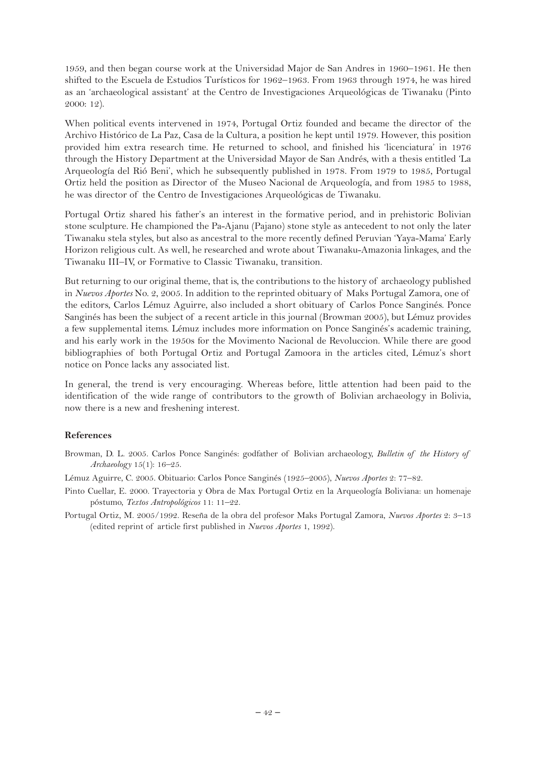1959, and then began course work at the Universidad Major de San Andres in 1960–1961. He then shifted to the Escuela de Estudios Turísticos for 1962–1963. From 1963 through 1974, he was hired as an 'archaeological assistant' at the Centro de Investigaciones Arqueológicas de Tiwanaku (Pinto 2000: 12).

When political events intervened in 1974, Portugal Ortiz founded and became the director of the Archivo Histórico de La Paz, Casa de la Cultura, a position he kept until 1979. However, this position provided him extra research time. He returned to school, and finished his 'licenciatura' in 1976 through the History Department at the Universidad Mayor de San Andrés, with a thesis entitled 'La Arqueología del Rió Beni', which he subsequently published in 1978. From 1979 to 1985, Portugal Ortiz held the position as Director of the Museo Nacional de Arqueología, and from 1985 to 1988, he was director of the Centro de Investigaciones Arqueológicas de Tiwanaku.

Portugal Ortiz shared his father's an interest in the formative period, and in prehistoric Bolivian stone sculpture. He championed the Pa-Ajanu (Pajano) stone style as antecedent to not only the later Tiwanaku stela styles, but also as ancestral to the more recently defined Peruvian 'Yaya-Mama' Early Horizon religious cult. As well, he researched and wrote about Tiwanaku-Amazonia linkages, and the Tiwanaku III–IV, or Formative to Classic Tiwanaku, transition.

But returning to our original theme, that is, the contributions to the history of archaeology published in *Nuevos Aportes* No. 2, 2005. In addition to the reprinted obituary of Maks Portugal Zamora, one of the editors, Carlos Lémuz Aguirre, also included a short obituary of Carlos Ponce Sanginés. Ponce Sanginés has been the subject of a recent article in this journal (Browman 2005), but Lémuz provides a few supplemental items. Lémuz includes more information on Ponce Sanginés's academic training, and his early work in the 1950s for the Movimento Nacional de Revoluccion. While there are good bibliographies of both Portugal Ortiz and Portugal Zamoora in the articles cited, Lémuz's short notice on Ponce lacks any associated list.

In general, the trend is very encouraging. Whereas before, little attention had been paid to the identification of the wide range of contributors to the growth of Bolivian archaeology in Bolivia, now there is a new and freshening interest.

### References

Browman, D. L. 2005. Carlos Ponce Sanginés: godfather of Bolivian archaeology, *Bulletin of the History of Archaeology* 15(1): 16–25.

Lémuz Aguirre, C. 2005. Obituario: Carlos Ponce Sanginés (1925–2005), *Nuevos Aportes* 2: 77–82.

Pinto Cuellar, E. 2000. Trayectoria y Obra de Max Portugal Ortiz en la Arqueología Boliviana: un homenaje póstumo, *Textos Antropológicos* 11: 11–22.

Portugal Ortiz, M. 2005/1992. Reseña de la obra del profesor Maks Portugal Zamora, *Nuevos Aportes* 2: 3–13 (edited reprint of article first published in *Nuevos Aportes* 1, 1992).